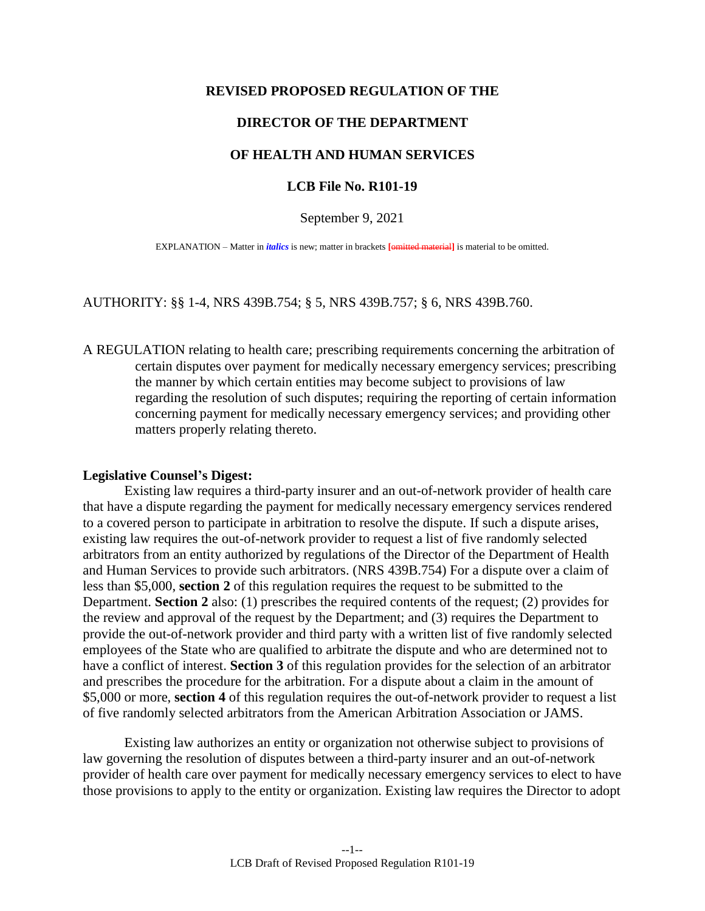# REVISED PROPOSED REGULATION OF THE

# DIRECTOR OF THE DEPARTMENT

# OF HEALTH AND HUMAN SERVICES

## LCB File No. R101-19

September 9, 2021

EXPLANATION – Matter in *italics* is new; matter in brackets [~~omitted material~~] is material to be omitted.

AUTHORITY: §§ 1-4, NRS 439B.754; § 5, NRS 439B.757; § 6, NRS 439B.760.

A REGULATION relating to health care; prescribing requirements concerning the arbitration of certain disputes over payment for medically necessary emergency services; prescribing the manner by which certain entities may become subject to provisions of law regarding the resolution of such disputes; requiring the reporting of certain information concerning payment for medically necessary emergency services; and providing other matters properly relating thereto.

**Legislative Counsel's Digest:**

Existing law requires a third-party insurer and an out-of-network provider of health care that have a dispute regarding the payment for medically necessary emergency services rendered to a covered person to participate in arbitration to resolve the dispute. If such a dispute arises, existing law requires the out-of-network provider to request a list of five randomly selected arbitrators from an entity authorized by regulations of the Director of the Department of Health and Human Services to provide such arbitrators. (NRS 439B.754) For a dispute over a claim of less than $5,000, **section 2** of this regulation requires the request to be submitted to the Department. **Section 2** also: (1) prescribes the required contents of the request; (2) provides for the review and approval of the request by the Department; and (3) requires the Department to provide the out-of-network provider and third party with a written list of five randomly selected employees of the State who are qualified to arbitrate the dispute and who are determined not to have a conflict of interest. **Section 3** of this regulation provides for the selection of an arbitrator and prescribes the procedure for the arbitration. For a dispute about a claim in the amount of $5,000 or more, **section 4** of this regulation requires the out-of-network provider to request a list of five randomly selected arbitrators from the American Arbitration Association or JAMS.

Existing law authorizes an entity or organization not otherwise subject to provisions of law governing the resolution of disputes between a third-party insurer and an out-of-network provider of health care over payment for medically necessary emergency services to elect to have those provisions to apply to the entity or organization. Existing law requires the Director to adopt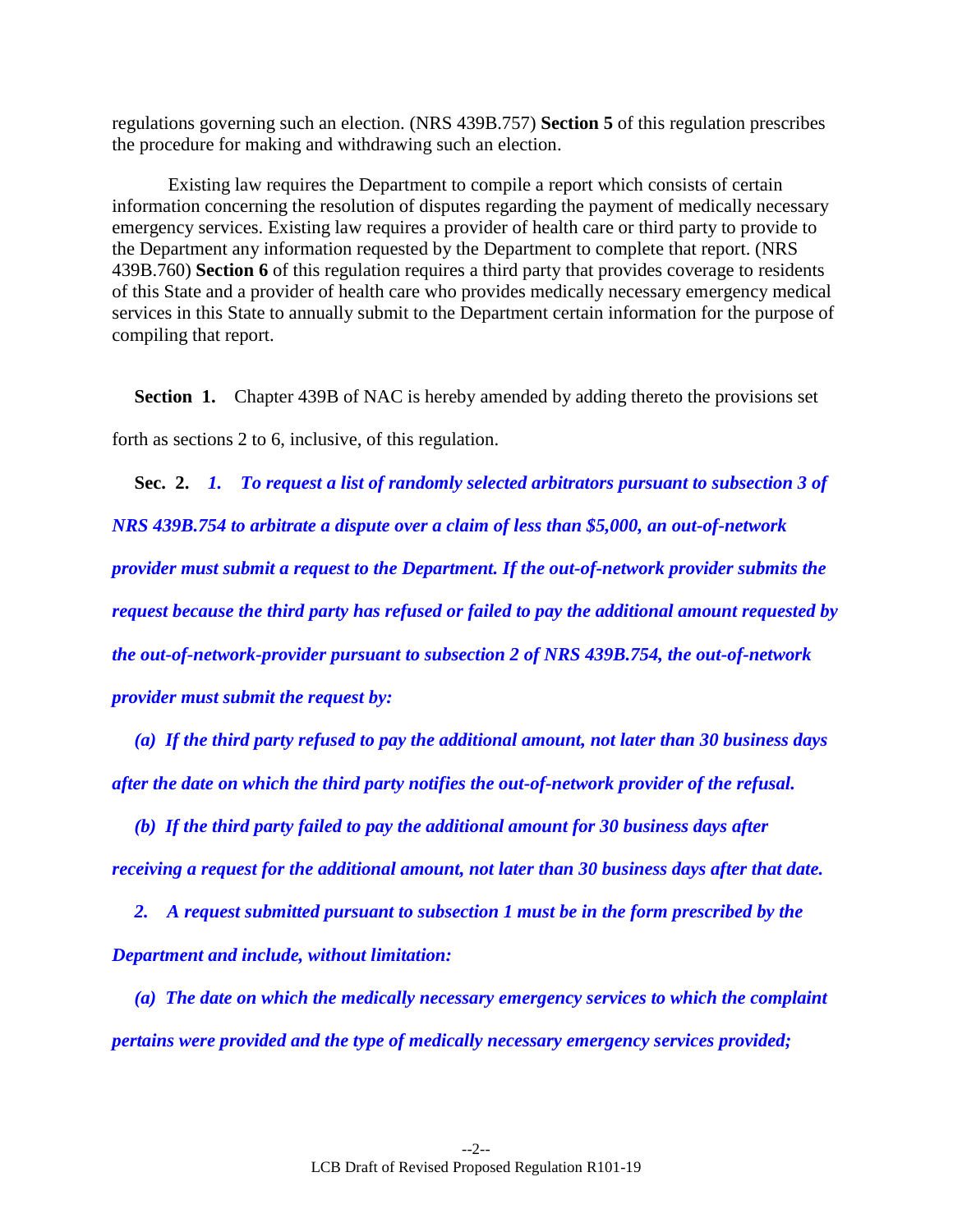regulations governing such an election. (NRS 439B.757) **Section 5** of this regulation prescribes the procedure for making and withdrawing such an election.

Existing law requires the Department to compile a report which consists of certain information concerning the resolution of disputes regarding the payment of medically necessary emergency services. Existing law requires a provider of health care or third party to provide to the Department any information requested by the Department to complete that report. (NRS 439B.760) **Section 6** of this regulation requires a third party that provides coverage to residents of this State and a provider of health care who provides medically necessary emergency medical services in this State to annually submit to the Department certain information for the purpose of compiling that report.

**Section 1.** Chapter 439B of NAC is hereby amended by adding thereto the provisions set forth as sections 2 to 6, inclusive, of this regulation.

**Sec. 2.** ***1. To request a list of randomly selected arbitrators pursuant to subsection 3 of NRS 439B.754 to arbitrate a dispute over a claim of less than $5,000, an out-of-network provider must submit a request to the Department. If the out-of-network provider submits the request because the third party has refused or failed to pay the additional amount requested by the out-of-network-provider pursuant to subsection 2 of NRS 439B.754, the out-of-network provider must submit the request by:***

***(a) If the third party refused to pay the additional amount, not later than 30 business days after the date on which the third party notifies the out-of-network provider of the refusal.***

***(b) If the third party failed to pay the additional amount for 30 business days after receiving a request for the additional amount, not later than 30 business days after that date.***

***2. A request submitted pursuant to subsection 1 must be in the form prescribed by the Department and include, without limitation:***

***(a) The date on which the medically necessary emergency services to which the complaint pertains were provided and the type of medically necessary emergency services provided;***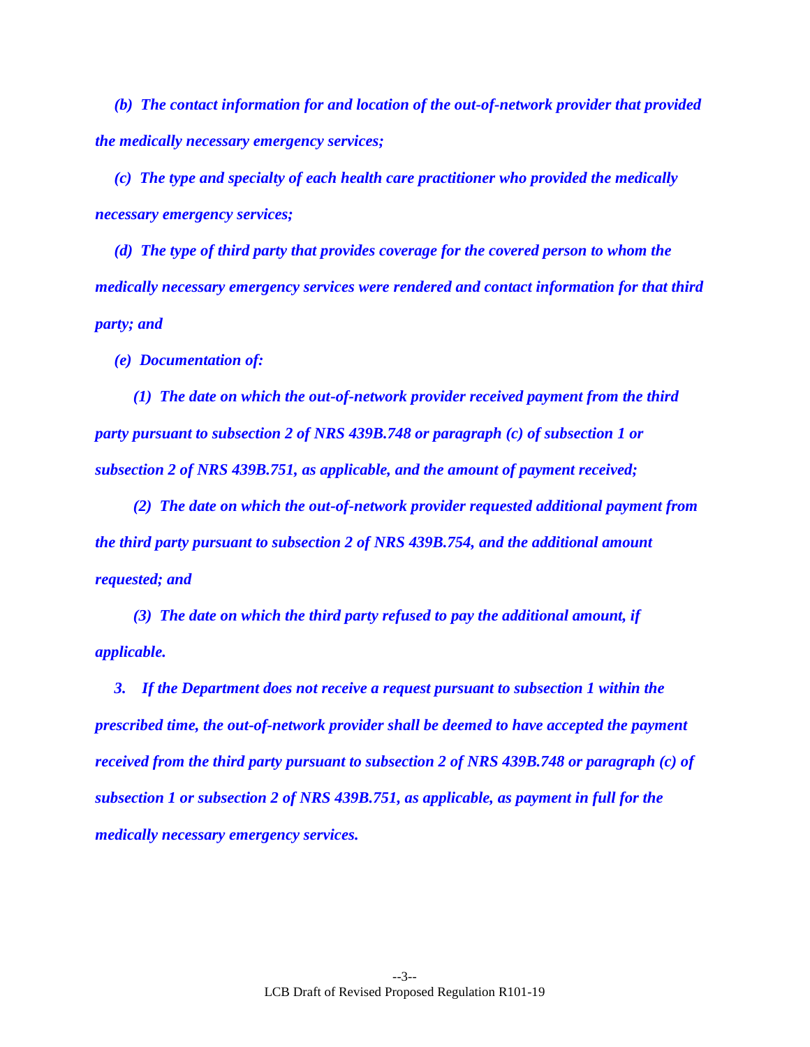***(b) The contact information for and location of the out-of-network provider that provided the medically necessary emergency services;***

***(c) The type and specialty of each health care practitioner who provided the medically necessary emergency services;***

***(d) The type of third party that provides coverage for the covered person to whom the medically necessary emergency services were rendered and contact information for that third party; and***

***(e) Documentation of:***

***(1) The date on which the out-of-network provider received payment from the third party pursuant to subsection 2 of NRS 439B.748 or paragraph (c) of subsection 1 or subsection 2 of NRS 439B.751, as applicable, and the amount of payment received;***

***(2) The date on which the out-of-network provider requested additional payment from the third party pursuant to subsection 2 of NRS 439B.754, and the additional amount requested; and***

***(3) The date on which the third party refused to pay the additional amount, if applicable.***

***3. If the Department does not receive a request pursuant to subsection 1 within the prescribed time, the out-of-network provider shall be deemed to have accepted the payment received from the third party pursuant to subsection 2 of NRS 439B.748 or paragraph (c) of subsection 1 or subsection 2 of NRS 439B.751, as applicable, as payment in full for the medically necessary emergency services.***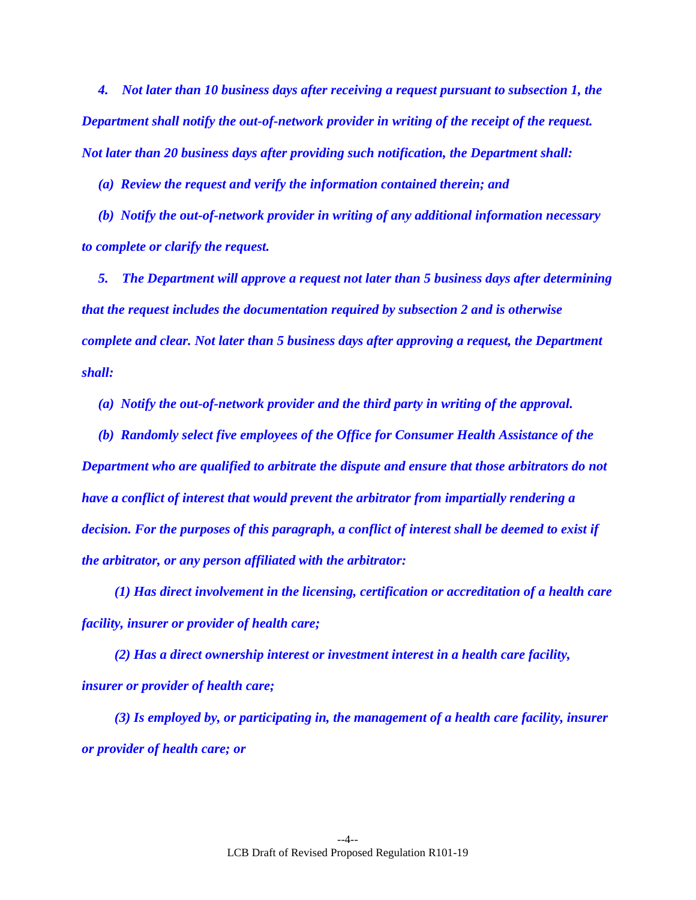***4. Not later than 10 business days after receiving a request pursuant to subsection 1, the Department shall notify the out-of-network provider in writing of the receipt of the request. Not later than 20 business days after providing such notification, the Department shall:***

***(a) Review the request and verify the information contained therein; and***

***(b) Notify the out-of-network provider in writing of any additional information necessary to complete or clarify the request.***

***5. The Department will approve a request not later than 5 business days after determining that the request includes the documentation required by subsection 2 and is otherwise complete and clear. Not later than 5 business days after approving a request, the Department shall:***

***(a) Notify the out-of-network provider and the third party in writing of the approval.***

***(b) Randomly select five employees of the Office for Consumer Health Assistance of the Department who are qualified to arbitrate the dispute and ensure that those arbitrators do not have a conflict of interest that would prevent the arbitrator from impartially rendering a decision. For the purposes of this paragraph, a conflict of interest shall be deemed to exist if the arbitrator, or any person affiliated with the arbitrator:***

***(1) Has direct involvement in the licensing, certification or accreditation of a health care facility, insurer or provider of health care;***

***(2) Has a direct ownership interest or investment interest in a health care facility, insurer or provider of health care;***

***(3) Is employed by, or participating in, the management of a health care facility, insurer or provider of health care; or***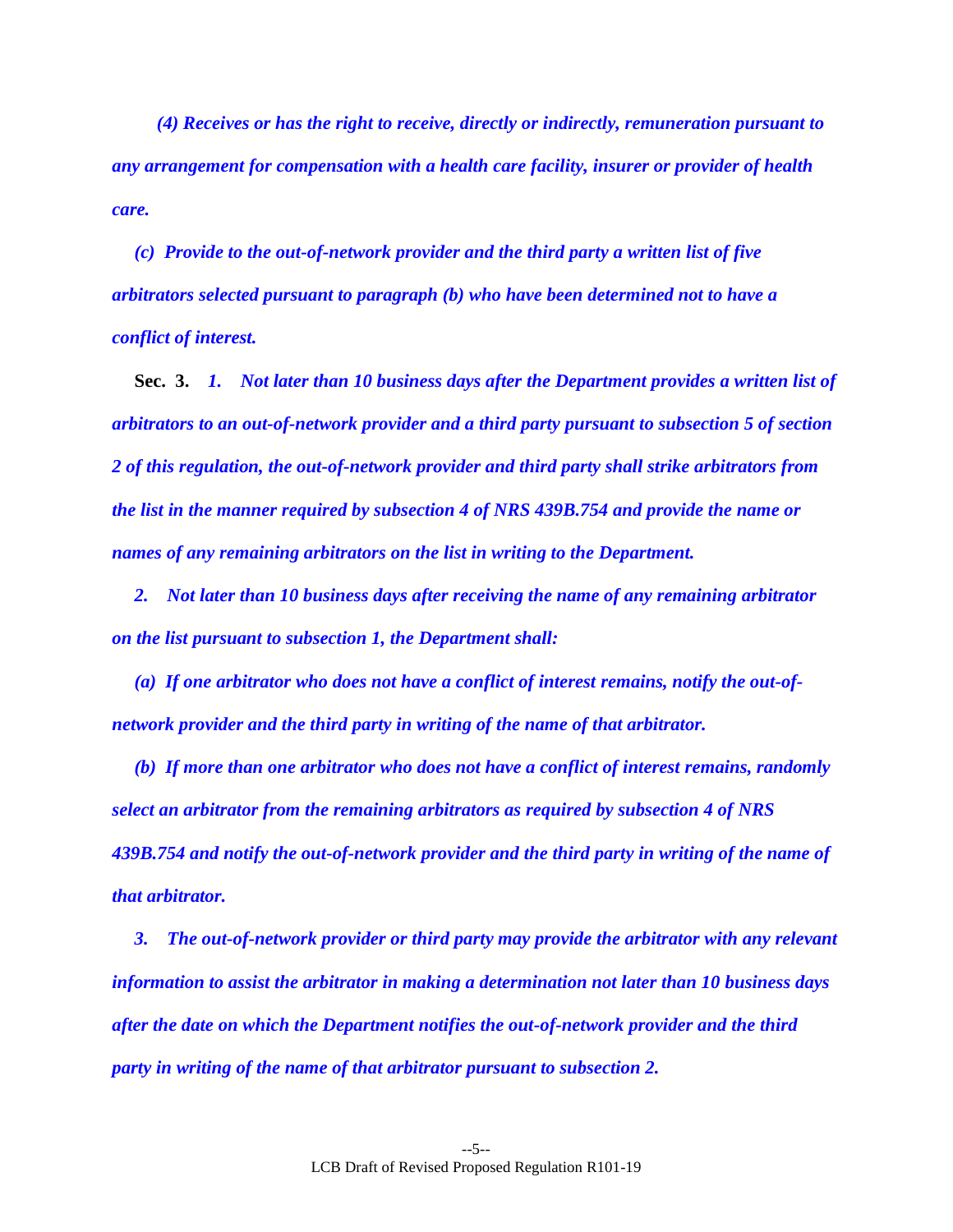*(4) Receives or has the right to receive, directly or indirectly, remuneration pursuant to any arrangement for compensation with a health care facility, insurer or provider of health care.*

*(c) Provide to the out-of-network provider and the third party a written list of five arbitrators selected pursuant to paragraph (b) who have been determined not to have a conflict of interest.*

**Sec. 3.** *1. Not later than 10 business days after the Department provides a written list of arbitrators to an out-of-network provider and a third party pursuant to subsection 5 of section 2 of this regulation, the out-of-network provider and third party shall strike arbitrators from the list in the manner required by subsection 4 of NRS 439B.754 and provide the name or names of any remaining arbitrators on the list in writing to the Department.*

*2. Not later than 10 business days after receiving the name of any remaining arbitrator on the list pursuant to subsection 1, the Department shall:*

*(a) If one arbitrator who does not have a conflict of interest remains, notify the out-of-network provider and the third party in writing of the name of that arbitrator.*

*(b) If more than one arbitrator who does not have a conflict of interest remains, randomly select an arbitrator from the remaining arbitrators as required by subsection 4 of NRS 439B.754 and notify the out-of-network provider and the third party in writing of the name of that arbitrator.*

*3. The out-of-network provider or third party may provide the arbitrator with any relevant information to assist the arbitrator in making a determination not later than 10 business days after the date on which the Department notifies the out-of-network provider and the third party in writing of the name of that arbitrator pursuant to subsection 2.*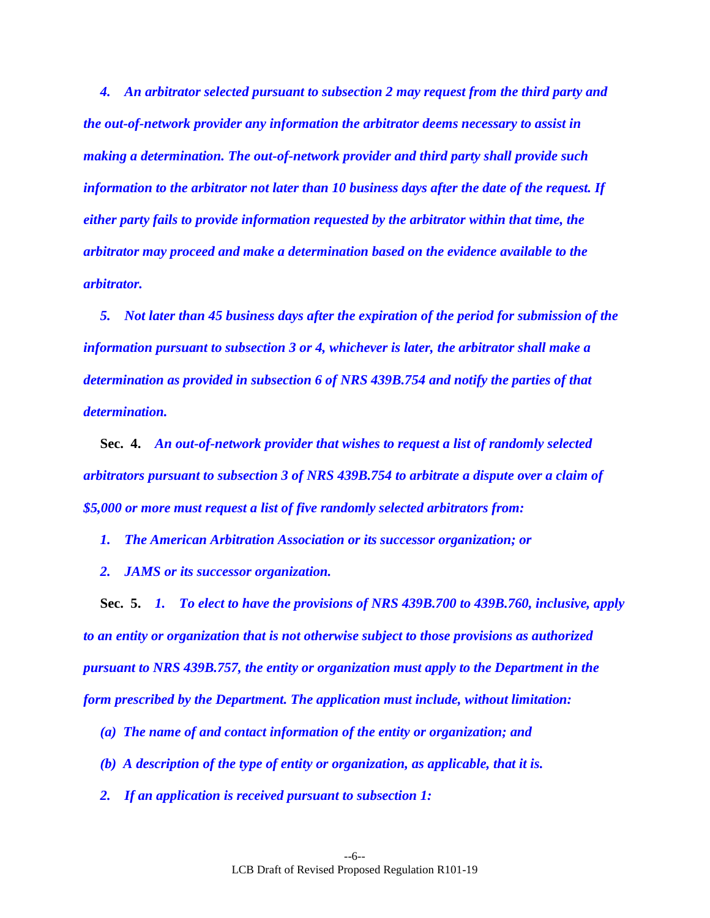*4. An arbitrator selected pursuant to subsection 2 may request from the third party and the out-of-network provider any information the arbitrator deems necessary to assist in making a determination. The out-of-network provider and third party shall provide such information to the arbitrator not later than 10 business days after the date of the request. If either party fails to provide information requested by the arbitrator within that time, the arbitrator may proceed and make a determination based on the evidence available to the arbitrator.*

*5. Not later than 45 business days after the expiration of the period for submission of the information pursuant to subsection 3 or 4, whichever is later, the arbitrator shall make a determination as provided in subsection 6 of NRS 439B.754 and notify the parties of that determination.*

**Sec. 4.** *An out-of-network provider that wishes to request a list of randomly selected arbitrators pursuant to subsection 3 of NRS 439B.754 to arbitrate a dispute over a claim of $5,000 or more must request a list of five randomly selected arbitrators from:*

*1. The American Arbitration Association or its successor organization; or*

*2. JAMS or its successor organization.*

**Sec. 5.** *1. To elect to have the provisions of NRS 439B.700 to 439B.760, inclusive, apply to an entity or organization that is not otherwise subject to those provisions as authorized pursuant to NRS 439B.757, the entity or organization must apply to the Department in the form prescribed by the Department. The application must include, without limitation:*

*(a) The name of and contact information of the entity or organization; and*

*(b) A description of the type of entity or organization, as applicable, that it is.*

*2. If an application is received pursuant to subsection 1:*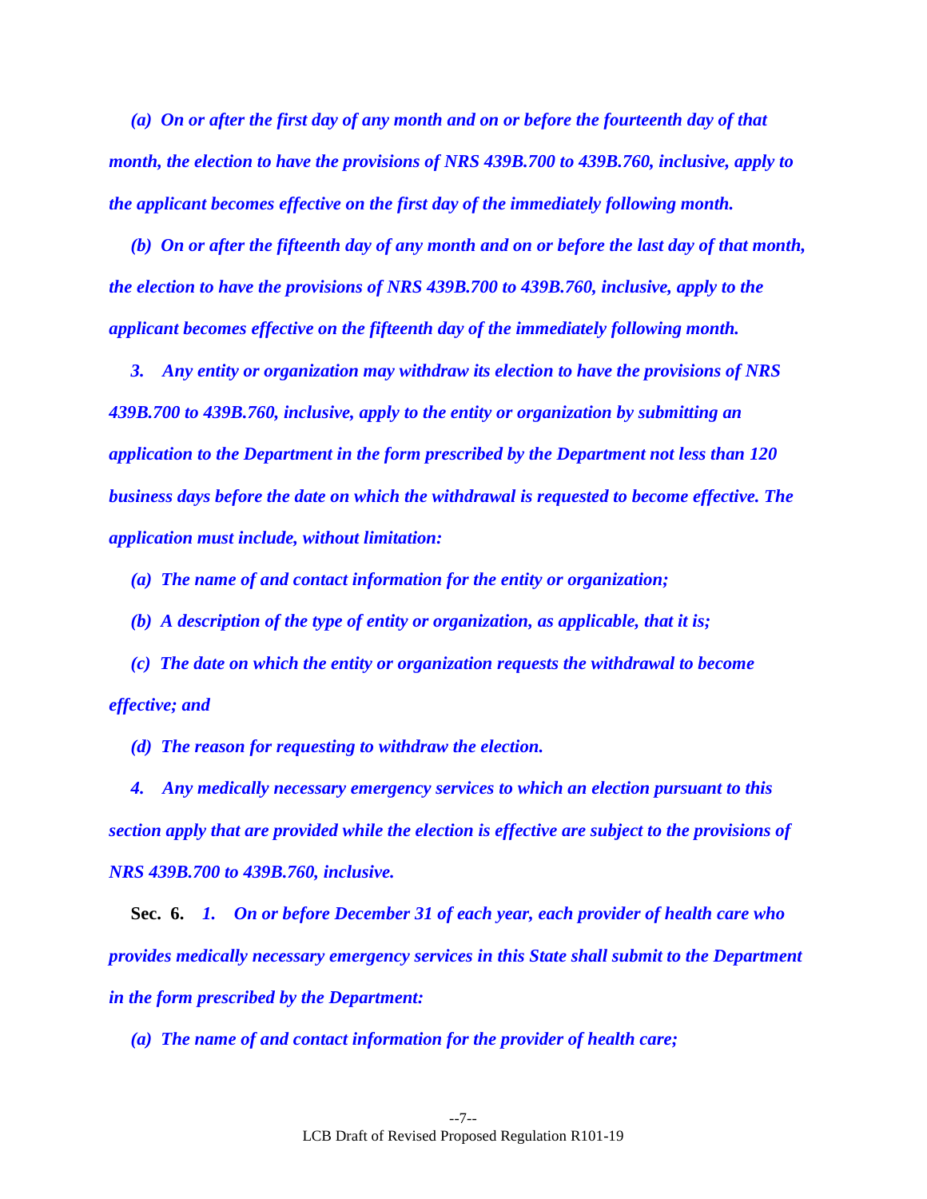*(a) On or after the first day of any month and on or before the fourteenth day of that month, the election to have the provisions of NRS 439B.700 to 439B.760, inclusive, apply to the applicant becomes effective on the first day of the immediately following month.*

*(b) On or after the fifteenth day of any month and on or before the last day of that month, the election to have the provisions of NRS 439B.700 to 439B.760, inclusive, apply to the applicant becomes effective on the fifteenth day of the immediately following month.*

*3. Any entity or organization may withdraw its election to have the provisions of NRS 439B.700 to 439B.760, inclusive, apply to the entity or organization by submitting an application to the Department in the form prescribed by the Department not less than 120 business days before the date on which the withdrawal is requested to become effective. The application must include, without limitation:*

*(a) The name of and contact information for the entity or organization;*

*(b) A description of the type of entity or organization, as applicable, that it is;*

*(c) The date on which the entity or organization requests the withdrawal to become effective; and*

*(d) The reason for requesting to withdraw the election.*

*4. Any medically necessary emergency services to which an election pursuant to this section apply that are provided while the election is effective are subject to the provisions of NRS 439B.700 to 439B.760, inclusive.*

**Sec. 6.** *1. On or before December 31 of each year, each provider of health care who provides medically necessary emergency services in this State shall submit to the Department in the form prescribed by the Department:*

*(a) The name of and contact information for the provider of health care;*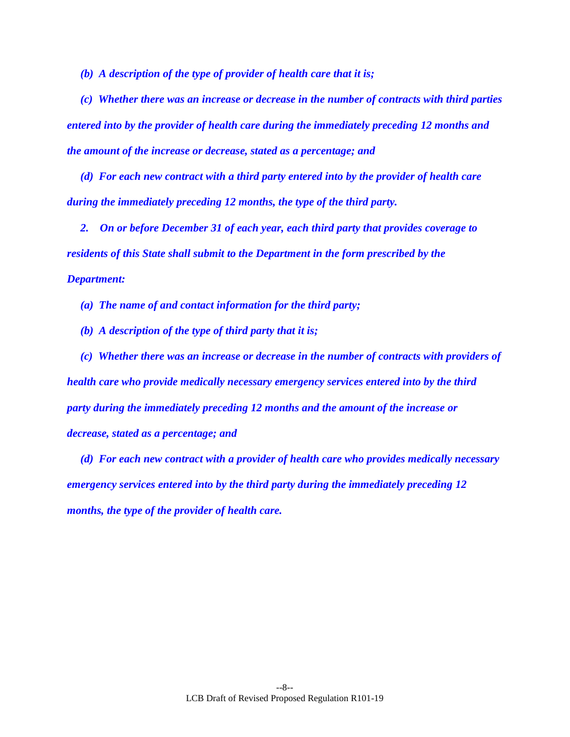*(b) A description of the type of provider of health care that it is;*

*(c) Whether there was an increase or decrease in the number of contracts with third parties entered into by the provider of health care during the immediately preceding 12 months and the amount of the increase or decrease, stated as a percentage; and*

*(d) For each new contract with a third party entered into by the provider of health care during the immediately preceding 12 months, the type of the third party.*

*2. On or before December 31 of each year, each third party that provides coverage to residents of this State shall submit to the Department in the form prescribed by the Department:*

*(a) The name of and contact information for the third party;*

*(b) A description of the type of third party that it is;*

*(c) Whether there was an increase or decrease in the number of contracts with providers of health care who provide medically necessary emergency services entered into by the third party during the immediately preceding 12 months and the amount of the increase or decrease, stated as a percentage; and*

*(d) For each new contract with a provider of health care who provides medically necessary emergency services entered into by the third party during the immediately preceding 12 months, the type of the provider of health care.*